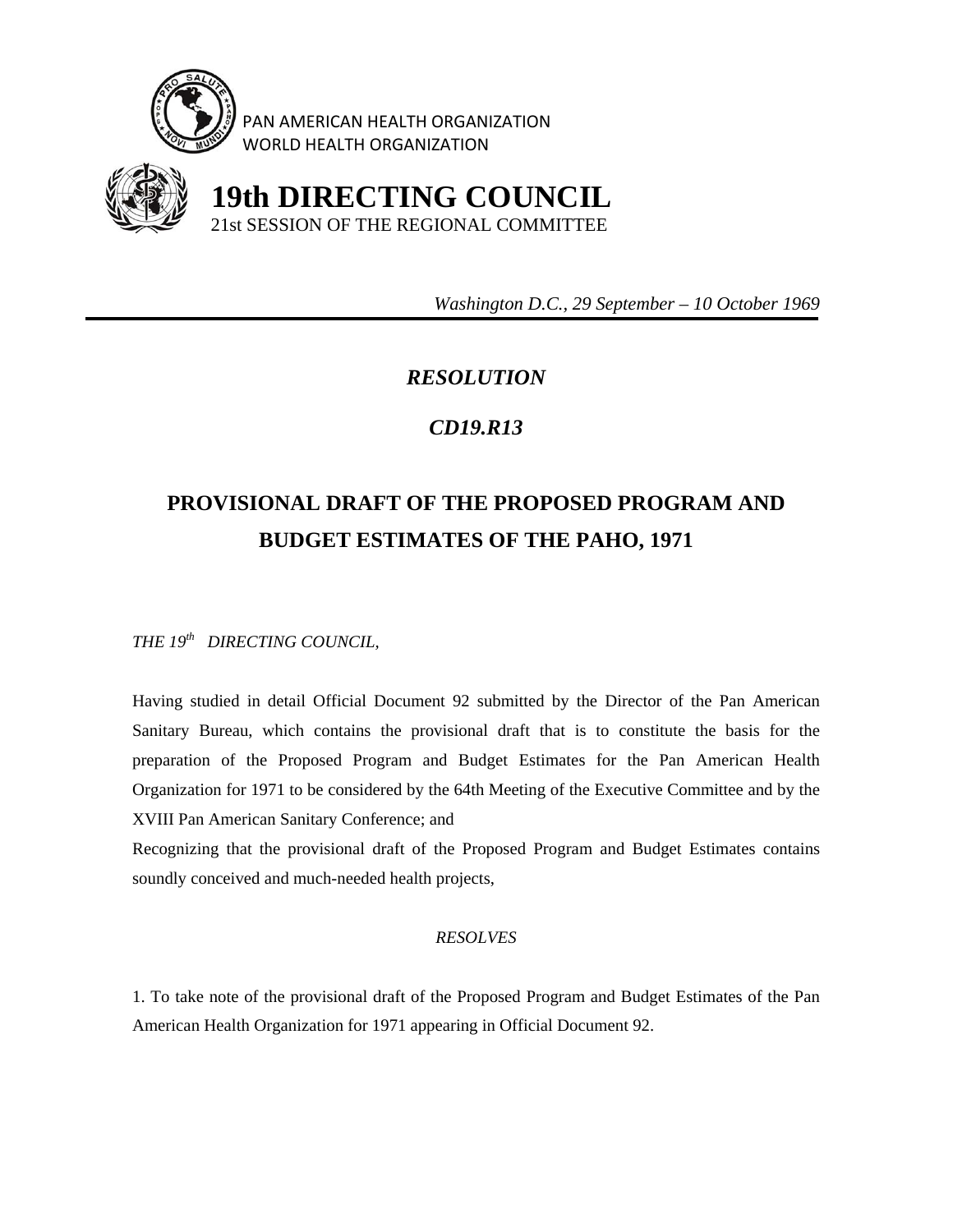PAN AMERICAN HEALTH ORGANIZATION
WORLD HEALTH ORGANIZATION

# 19th DIRECTING COUNCIL

21st SESSION OF THE REGIONAL COMMITTEE

*Washington D.C., 29 September – 10 October 1969*

## *RESOLUTION*

## *CD19.R13*

# PROVISIONAL DRAFT OF THE PROPOSED PROGRAM AND BUDGET ESTIMATES OF THE PAHO, 1971

*THE 19th DIRECTING COUNCIL,*

Having studied in detail Official Document 92 submitted by the Director of the Pan American Sanitary Bureau, which contains the provisional draft that is to constitute the basis for the preparation of the Proposed Program and Budget Estimates for the Pan American Health Organization for 1971 to be considered by the 64th Meeting of the Executive Committee and by the XVIII Pan American Sanitary Conference; and

Recognizing that the provisional draft of the Proposed Program and Budget Estimates contains soundly conceived and much-needed health projects,

*RESOLVES*

1. To take note of the provisional draft of the Proposed Program and Budget Estimates of the Pan American Health Organization for 1971 appearing in Official Document 92.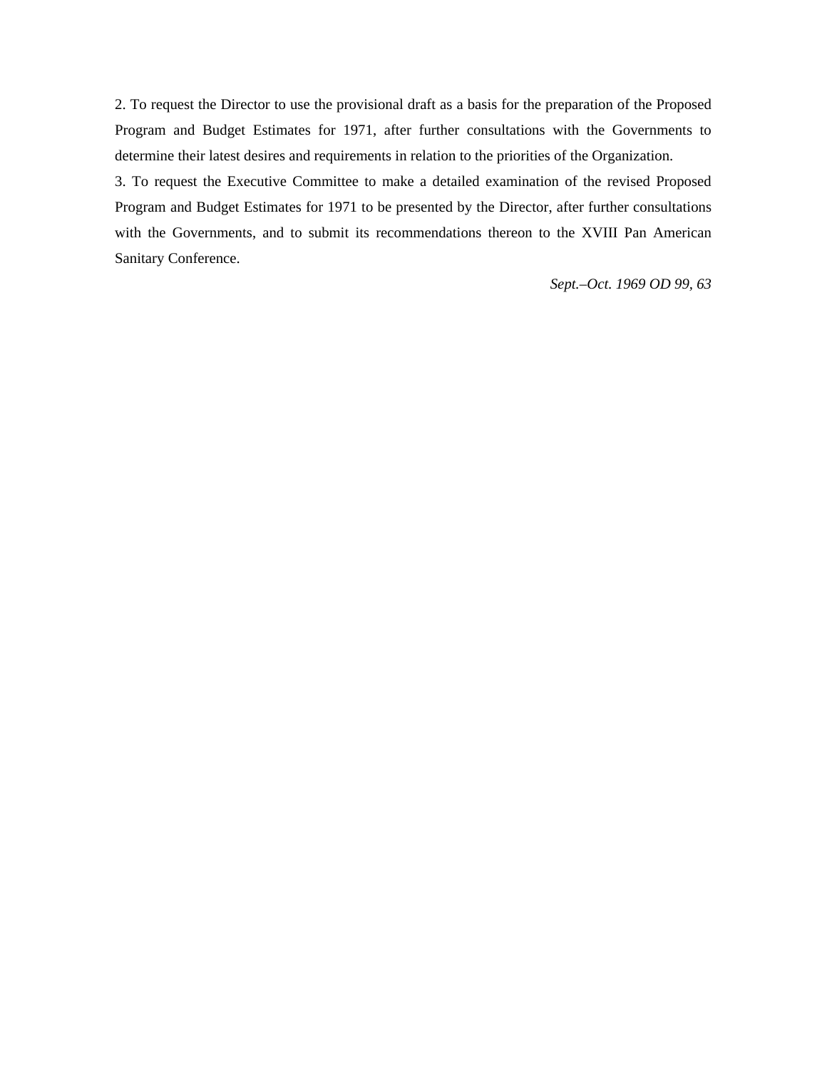2. To request the Director to use the provisional draft as a basis for the preparation of the Proposed Program and Budget Estimates for 1971, after further consultations with the Governments to determine their latest desires and requirements in relation to the priorities of the Organization.

3. To request the Executive Committee to make a detailed examination of the revised Proposed Program and Budget Estimates for 1971 to be presented by the Director, after further consultations with the Governments, and to submit its recommendations thereon to the XVIII Pan American Sanitary Conference.

*Sept.–Oct. 1969 OD 99, 63*